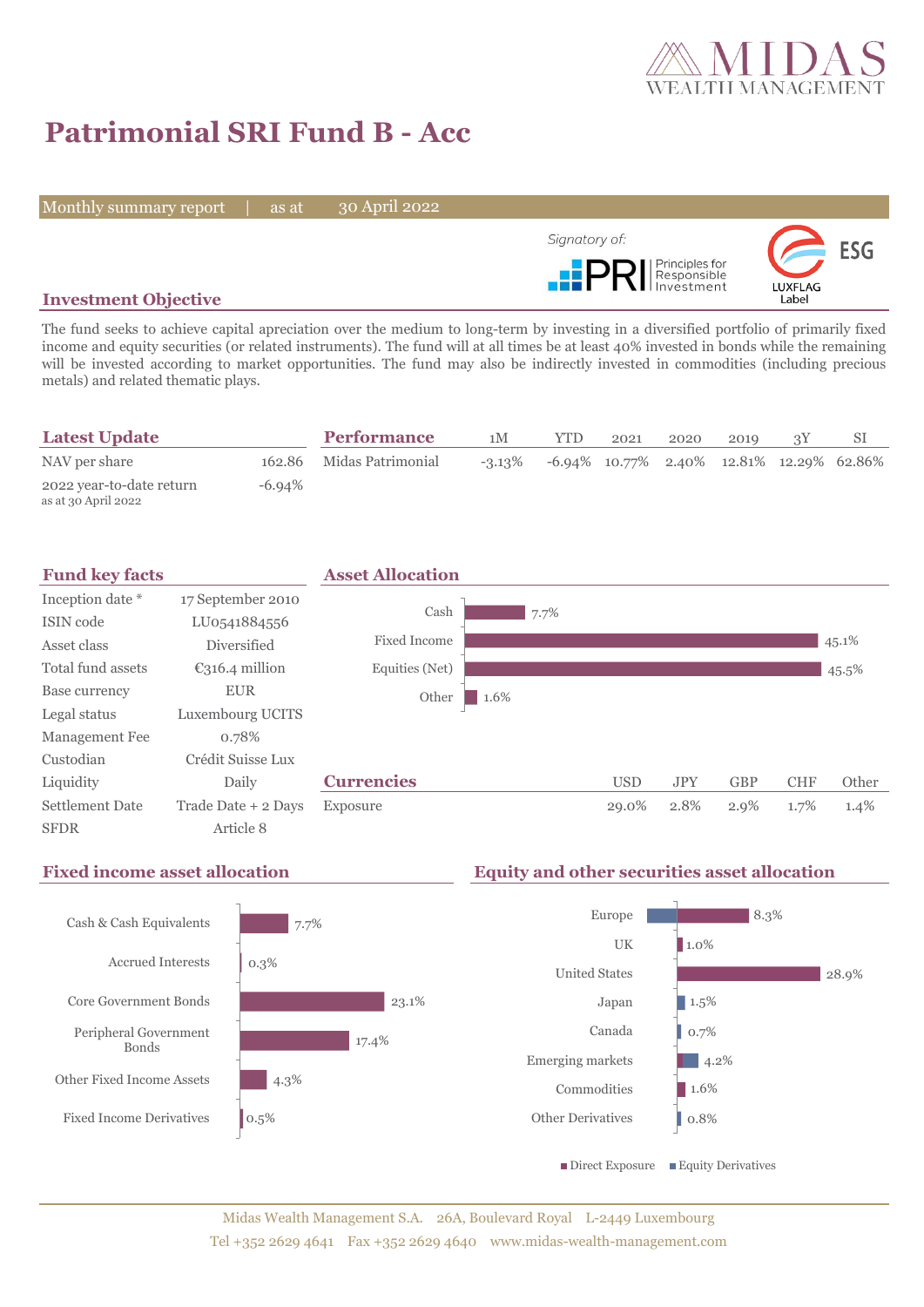# Patrimonial SRI Fund B - Acc

Monthly summary report | as at 30 April 2022

Signatory of: PRI Principles for Responsible Investment

ESG LUXFLAG Label

## Investment Objective

The fund seeks to achieve capital apreciation over the medium to long-term by investing in a diversified portfolio of primarily fixed income and equity securities (or related instruments). The fund will at all times be at least 40% invested in bonds while the remaining will be invested according to market opportunities. The fund may also be indirectly invested in commodities (including precious metals) and related thematic plays.

## Latest Update

| | |
|---|---|
| NAV per share | 162.86 |
| 2022 year-to-date return *as at 30 April 2022* | -6.94% |

## Performance

| | 1M | YTD | 2021 | 2020 | 2019 | 3Y | SI |
|---|---|---|---|---|---|---|---|
| Midas Patrimonial | -3.13% | -6.94% | 10.77% | 2.40% | 12.81% | 12.29% | 62.86% |

## Fund key facts

| | |
|---|---|
| Inception date * | 17 September 2010 |
| ISIN code | LU0541884556 |
| Asset class | Diversified |
| Total fund assets | €316.4 million |
| Base currency | EUR |
| Legal status | Luxembourg UCITS |
| Management Fee | 0.78% |
| Custodian | Crédit Suisse Lux |
| Liquidity | Daily |
| Settlement Date | Trade Date + 2 Days |
| SFDR | Article 8 |

## Asset Allocation

| | |
|---|---|
| Cash | 7.7% |
| Fixed Income | 45.1% |
| Equities (Net) | 45.5% |
| Other | 1.6% |

## Currencies

| | USD | JPY | GBP | CHF | Other |
|---|---|---|---|---|---|
| Exposure | 29.0% | 2.8% | 2.9% | 1.7% | 1.4% |

## Fixed income asset allocation

| | |
|---|---|
| Cash & Cash Equivalents | 7.7% |
| Accrued Interests | 0.3% |
| Core Government Bonds | 23.1% |
| Peripheral Government Bonds | 17.4% |
| Other Fixed Income Assets | 4.3% |
| Fixed Income Derivatives | 0.5% |

## Equity and other securities asset allocation

| | |
|---|---|
| Europe | 8.3% |
| UK | 1.0% |
| United States | 28.9% |
| Japan | 1.5% |
| Canada | 0.7% |
| Emerging markets | 4.2% |
| Commodities | 1.6% |
| Other Derivatives | 0.8% |

Direct Exposure · Equity Derivatives

Midas Wealth Management S.A. 26A, Boulevard Royal L-2449 Luxembourg
Tel +352 2629 4641 Fax +352 2629 4640 www.midas-wealth-management.com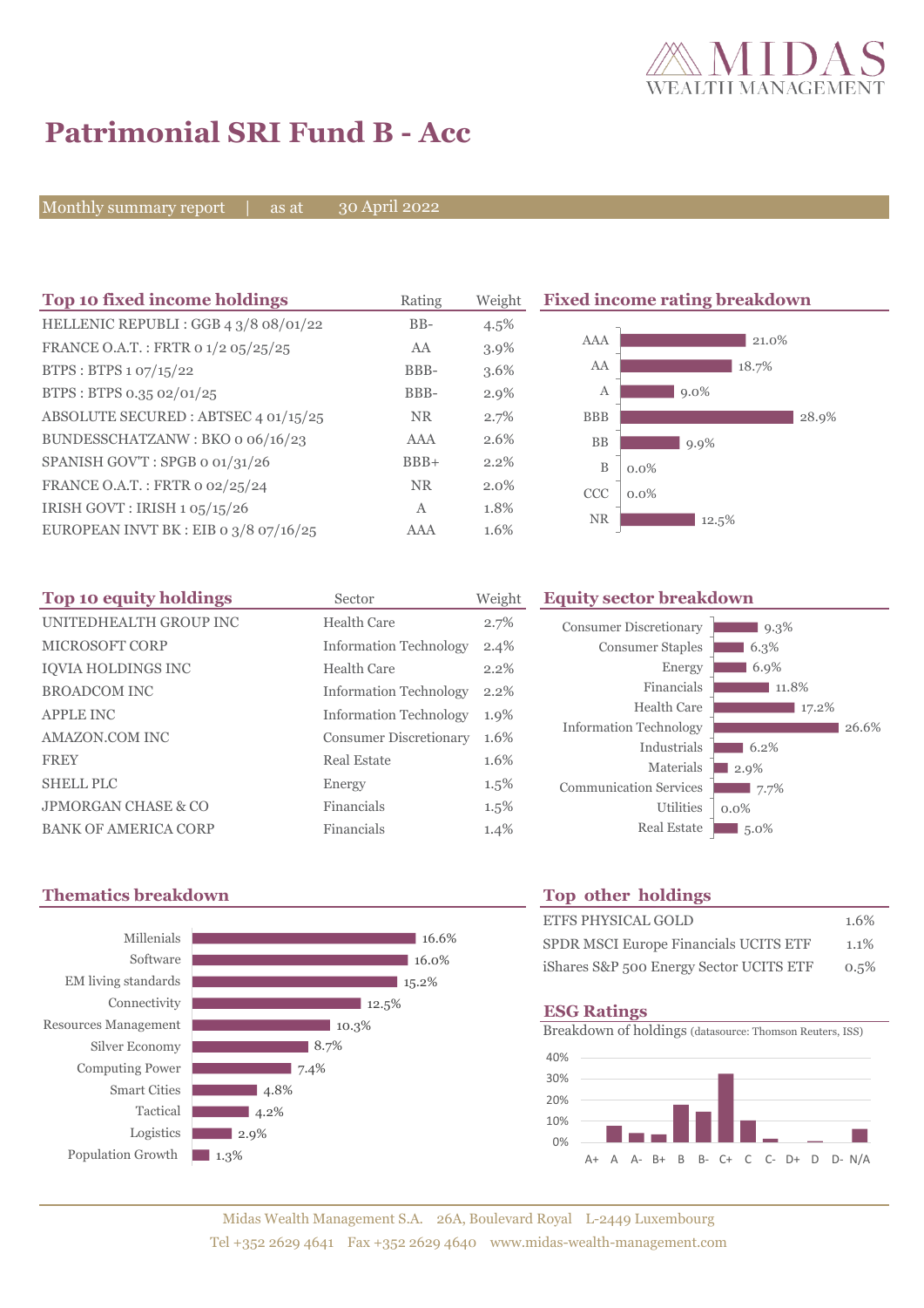# Patrimonial SRI Fund B - Acc

Monthly summary report | as at 30 April 2022

## Top 10 fixed income holdings

| Top 10 fixed income holdings | Rating | Weight |
|---|---|---|
| HELLENIC REPUBLI : GGB 4 3/8 08/01/22 | BB- | 4.5% |
| FRANCE O.A.T. : FRTR 0 1/2 05/25/25 | AA | 3.9% |
| BTPS : BTPS 1 07/15/22 | BBB- | 3.6% |
| BTPS : BTPS 0.35 02/01/25 | BBB- | 2.9% |
| ABSOLUTE SECURED : ABTSEC 4 01/15/25 | NR | 2.7% |
| BUNDESSCHATZANW : BKO 0 06/16/23 | AAA | 2.6% |
| SPANISH GOV'T : SPGB 0 01/31/26 | BBB+ | 2.2% |
| FRANCE O.A.T. : FRTR 0 02/25/24 | NR | 2.0% |
| IRISH GOVT : IRISH 1 05/15/26 | A | 1.8% |
| EUROPEAN INVT BK : EIB 0 3/8 07/16/25 | AAA | 1.6% |

## Fixed income rating breakdown

| Rating | Weight |
|---|---|
| AAA | 21.0% |
| AA | 18.7% |
| A | 9.0% |
| BBB | 28.9% |
| BB | 9.9% |
| B | 0.0% |
| CCC | 0.0% |
| NR | 12.5% |

## Top 10 equity holdings

| Top 10 equity holdings | Sector | Weight |
|---|---|---|
| UNITEDHEALTH GROUP INC | Health Care | 2.7% |
| MICROSOFT CORP | Information Technology | 2.4% |
| IQVIA HOLDINGS INC | Health Care | 2.2% |
| BROADCOM INC | Information Technology | 2.2% |
| APPLE INC | Information Technology | 1.9% |
| AMAZON.COM INC | Consumer Discretionary | 1.6% |
| FREY | Real Estate | 1.6% |
| SHELL PLC | Energy | 1.5% |
| JPMORGAN CHASE & CO | Financials | 1.5% |
| BANK OF AMERICA CORP | Financials | 1.4% |

## Equity sector breakdown

| Sector | Weight |
|---|---|
| Consumer Discretionary | 9.3% |
| Consumer Staples | 6.3% |
| Energy | 6.9% |
| Financials | 11.8% |
| Health Care | 17.2% |
| Information Technology | 26.6% |
| Industrials | 6.2% |
| Materials | 2.9% |
| Communication Services | 7.7% |
| Utilities | 0.0% |
| Real Estate | 5.0% |

## Thematics breakdown

| Theme | Weight |
|---|---|
| Millenials | 16.6% |
| Software | 16.0% |
| EM living standards | 15.2% |
| Connectivity | 12.5% |
| Resources Management | 10.3% |
| Silver Economy | 8.7% |
| Computing Power | 7.4% |
| Smart Cities | 4.8% |
| Tactical | 4.2% |
| Logistics | 2.9% |
| Population Growth | 1.3% |

## Top other holdings

| Holding | Weight |
|---|---|
| ETFS PHYSICAL GOLD | 1.6% |
| SPDR MSCI Europe Financials UCITS ETF | 1.1% |
| iShares S&P 500 Energy Sector UCITS ETF | 0.5% |

## ESG Ratings

Breakdown of holdings (datasource: Thomson Reuters, ISS)

Rating categories: A+, A, A-, B+, B, B-, C+, C, C-, D+, D, D-, N/A (scale 0%–40%)

Midas Wealth Management S.A. 26A, Boulevard Royal L-2449 Luxembourg
Tel +352 2629 4641 Fax +352 2629 4640 www.midas-wealth-management.com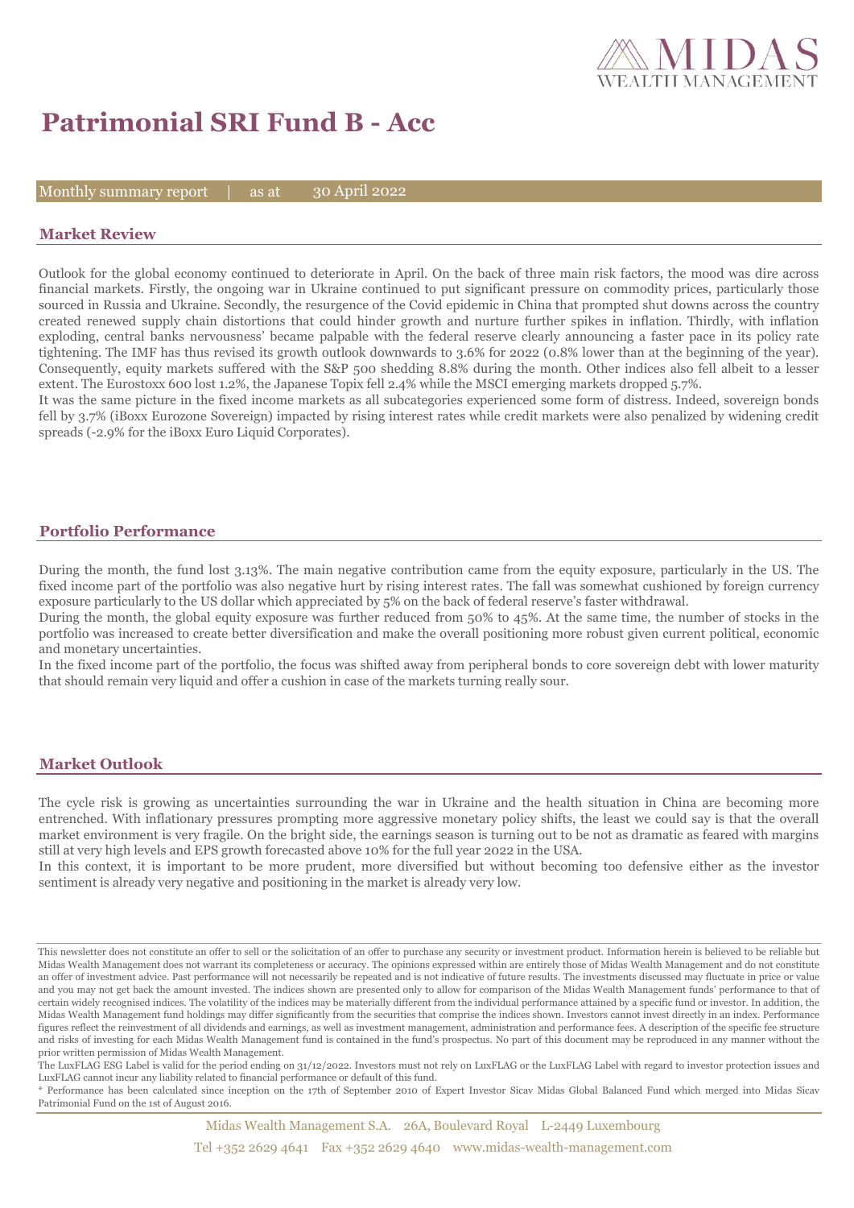# Patrimonial SRI Fund B - Acc

Monthly summary report | as at 30 April 2022

## Market Review

Outlook for the global economy continued to deteriorate in April. On the back of three main risk factors, the mood was dire across financial markets. Firstly, the ongoing war in Ukraine continued to put significant pressure on commodity prices, particularly those sourced in Russia and Ukraine. Secondly, the resurgence of the Covid epidemic in China that prompted shut downs across the country created renewed supply chain distortions that could hinder growth and nurture further spikes in inflation. Thirdly, with inflation exploding, central banks nervousness' became palpable with the federal reserve clearly announcing a faster pace in its policy rate tightening. The IMF has thus revised its growth outlook downwards to 3.6% for 2022 (0.8% lower than at the beginning of the year). Consequently, equity markets suffered with the S&P 500 shedding 8.8% during the month. Other indices also fell albeit to a lesser extent. The Eurostoxx 600 lost 1.2%, the Japanese Topix fell 2.4% while the MSCI emerging markets dropped 5.7%.

It was the same picture in the fixed income markets as all subcategories experienced some form of distress. Indeed, sovereign bonds fell by 3.7% (iBoxx Eurozone Sovereign) impacted by rising interest rates while credit markets were also penalized by widening credit spreads (-2.9% for the iBoxx Euro Liquid Corporates).

## Portfolio Performance

During the month, the fund lost 3.13%. The main negative contribution came from the equity exposure, particularly in the US. The fixed income part of the portfolio was also negative hurt by rising interest rates. The fall was somewhat cushioned by foreign currency exposure particularly to the US dollar which appreciated by 5% on the back of federal reserve's faster withdrawal.

During the month, the global equity exposure was further reduced from 50% to 45%. At the same time, the number of stocks in the portfolio was increased to create better diversification and make the overall positioning more robust given current political, economic and monetary uncertainties.

In the fixed income part of the portfolio, the focus was shifted away from peripheral bonds to core sovereign debt with lower maturity that should remain very liquid and offer a cushion in case of the markets turning really sour.

## Market Outlook

The cycle risk is growing as uncertainties surrounding the war in Ukraine and the health situation in China are becoming more entrenched. With inflationary pressures prompting more aggressive monetary policy shifts, the least we could say is that the overall market environment is very fragile. On the bright side, the earnings season is turning out to be not as dramatic as feared with margins still at very high levels and EPS growth forecasted above 10% for the full year 2022 in the USA.

In this context, it is important to be more prudent, more diversified but without becoming too defensive either as the investor sentiment is already very negative and positioning in the market is already very low.

This newsletter does not constitute an offer to sell or the solicitation of an offer to purchase any security or investment product. Information herein is believed to be reliable but Midas Wealth Management does not warrant its completeness or accuracy. The opinions expressed within are entirely those of Midas Wealth Management and do not constitute an offer of investment advice. Past performance will not necessarily be repeated and is not indicative of future results. The investments discussed may fluctuate in price or value and you may not get back the amount invested. The indices shown are presented only to allow for comparison of the Midas Wealth Management funds' performance to that of certain widely recognised indices. The volatility of the indices may be materially different from the individual performance attained by a specific fund or investor. In addition, the Midas Wealth Management fund holdings may differ significantly from the securities that comprise the indices shown. Investors cannot invest directly in an index. Performance figures reflect the reinvestment of all dividends and earnings, as well as investment management, administration and performance fees. A description of the specific fee structure and risks of investing for each Midas Wealth Management fund is contained in the fund's prospectus. No part of this document may be reproduced in any manner without the prior written permission of Midas Wealth Management.

The LuxFLAG ESG Label is valid for the period ending on 31/12/2022. Investors must not rely on LuxFLAG or the LuxFLAG Label with regard to investor protection issues and LuxFLAG cannot incur any liability related to financial performance or default of this fund.

* Performance has been calculated since inception on the 17th of September 2010 of Expert Investor Sicav Midas Global Balanced Fund which merged into Midas Sicav Patrimonial Fund on the 1st of August 2016.

Midas Wealth Management S.A. 26A, Boulevard Royal L-2449 Luxembourg

Tel +352 2629 4641 Fax +352 2629 4640 www.midas-wealth-management.com